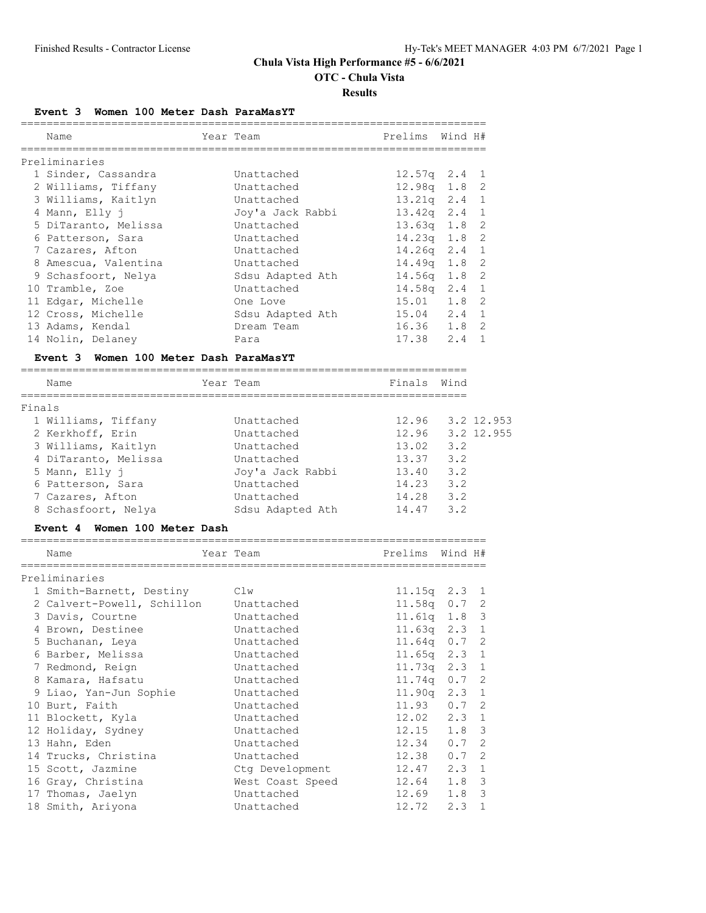# Chula Vista High Performance #5 - 6/6/2021

## OTC - Chula Vista

### Results

#### Event 3 Women 100 Meter Dash ParaMasYT

| | Name | Year | Team | Prelims | Wind | H# |
|---|---|---|---|---|---|---|
| **Preliminaries** | | | | | | |
| 1 | Sinder, Cassandra | | Unattached | 12.57q | 2.4 | 1 |
| 2 | Williams, Tiffany | | Unattached | 12.98q | 1.8 | 2 |
| 3 | Williams, Kaitlyn | | Unattached | 13.21q | 2.4 | 1 |
| 4 | Mann, Elly j | | Joy'a Jack Rabbi | 13.42q | 2.4 | 1 |
| 5 | DiTaranto, Melissa | | Unattached | 13.63q | 1.8 | 2 |
| 6 | Patterson, Sara | | Unattached | 14.23q | 1.8 | 2 |
| 7 | Cazares, Afton | | Unattached | 14.26q | 2.4 | 1 |
| 8 | Amescua, Valentina | | Unattached | 14.49q | 1.8 | 2 |
| 9 | Schasfoort, Nelya | | Sdsu Adapted Ath | 14.56q | 1.8 | 2 |
| 10 | Tramble, Zoe | | Unattached | 14.58q | 2.4 | 1 |
| 11 | Edgar, Michelle | | One Love | 15.01 | 1.8 | 2 |
| 12 | Cross, Michelle | | Sdsu Adapted Ath | 15.04 | 2.4 | 1 |
| 13 | Adams, Kendal | | Dream Team | 16.36 | 1.8 | 2 |
| 14 | Nolin, Delaney | | Para | 17.38 | 2.4 | 1 |

#### Event 3 Women 100 Meter Dash ParaMasYT

| | Name | Year | Team | Finals | Wind | |
|---|---|---|---|---|---|---|
| **Finals** | | | | | | |
| 1 | Williams, Tiffany | | Unattached | 12.96 | 3.2 | 12.953 |
| 2 | Kerkhoff, Erin | | Unattached | 12.96 | 3.2 | 12.955 |
| 3 | Williams, Kaitlyn | | Unattached | 13.02 | 3.2 | |
| 4 | DiTaranto, Melissa | | Unattached | 13.37 | 3.2 | |
| 5 | Mann, Elly j | | Joy'a Jack Rabbi | 13.40 | 3.2 | |
| 6 | Patterson, Sara | | Unattached | 14.23 | 3.2 | |
| 7 | Cazares, Afton | | Unattached | 14.28 | 3.2 | |
| 8 | Schasfoort, Nelya | | Sdsu Adapted Ath | 14.47 | 3.2 | |

#### Event 4 Women 100 Meter Dash

| | Name | Year | Team | Prelims | Wind | H# |
|---|---|---|---|---|---|---|
| **Preliminaries** | | | | | | |
| 1 | Smith-Barnett, Destiny | | Clw | 11.15q | 2.3 | 1 |
| 2 | Calvert-Powell, Schillon | | Unattached | 11.58q | 0.7 | 2 |
| 3 | Davis, Courtne | | Unattached | 11.61q | 1.8 | 3 |
| 4 | Brown, Destinee | | Unattached | 11.63q | 2.3 | 1 |
| 5 | Buchanan, Leya | | Unattached | 11.64q | 0.7 | 2 |
| 6 | Barber, Melissa | | Unattached | 11.65q | 2.3 | 1 |
| 7 | Redmond, Reign | | Unattached | 11.73q | 2.3 | 1 |
| 8 | Kamara, Hafsatu | | Unattached | 11.74q | 0.7 | 2 |
| 9 | Liao, Yan-Jun Sophie | | Unattached | 11.90q | 2.3 | 1 |
| 10 | Burt, Faith | | Unattached | 11.93 | 0.7 | 2 |
| 11 | Blockett, Kyla | | Unattached | 12.02 | 2.3 | 1 |
| 12 | Holiday, Sydney | | Unattached | 12.15 | 1.8 | 3 |
| 13 | Hahn, Eden | | Unattached | 12.34 | 0.7 | 2 |
| 14 | Trucks, Christina | | Unattached | 12.38 | 0.7 | 2 |
| 15 | Scott, Jazmine | | Ctg Development | 12.47 | 2.3 | 1 |
| 16 | Gray, Christina | | West Coast Speed | 12.64 | 1.8 | 3 |
| 17 | Thomas, Jaelyn | | Unattached | 12.69 | 1.8 | 3 |
| 18 | Smith, Ariyona | | Unattached | 12.72 | 2.3 | 1 |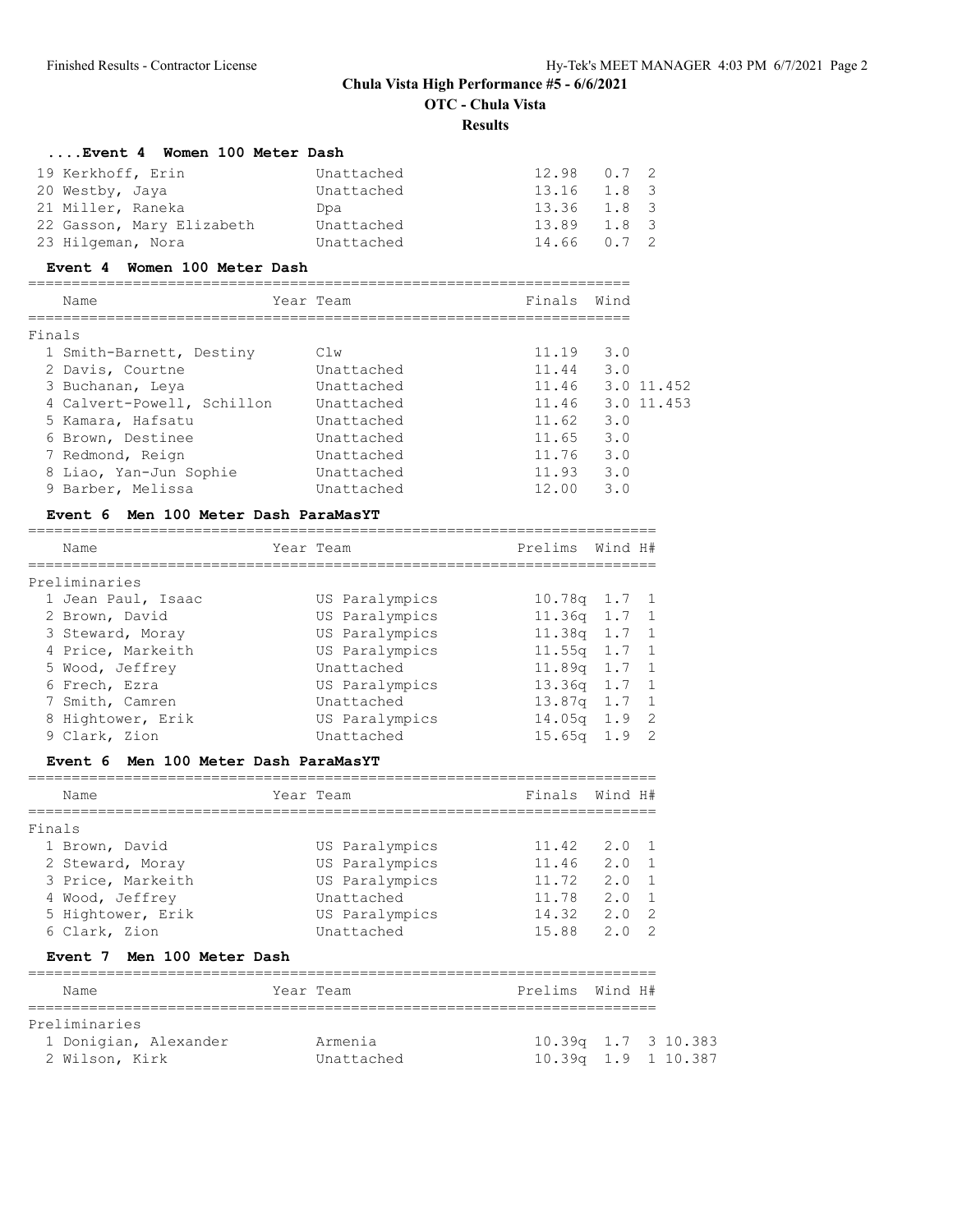# Chula Vista High Performance #5 - 6/6/2021

## OTC - Chula Vista

### Results

#### ....Event 4 Women 100 Meter Dash

| Name | Year Team | Prelims | Wind | H# |
|---|---|---|---|---|
| 19 Kerkhoff, Erin | Unattached | 12.98 | 0.7 | 2 |
| 20 Westby, Jaya | Unattached | 13.16 | 1.8 | 3 |
| 21 Miller, Raneka | Dpa | 13.36 | 1.8 | 3 |
| 22 Gasson, Mary Elizabeth | Unattached | 13.89 | 1.8 | 3 |
| 23 Hilgeman, Nora | Unattached | 14.66 | 0.7 | 2 |

#### Event 4 Women 100 Meter Dash

Finals

| Name | Year Team | Finals | Wind | |
|---|---|---|---|---|
| 1 Smith-Barnett, Destiny | Clw | 11.19 | 3.0 | |
| 2 Davis, Courtne | Unattached | 11.44 | 3.0 | |
| 3 Buchanan, Leya | Unattached | 11.46 | 3.0 | 11.452 |
| 4 Calvert-Powell, Schillon | Unattached | 11.46 | 3.0 | 11.453 |
| 5 Kamara, Hafsatu | Unattached | 11.62 | 3.0 | |
| 6 Brown, Destinee | Unattached | 11.65 | 3.0 | |
| 7 Redmond, Reign | Unattached | 11.76 | 3.0 | |
| 8 Liao, Yan-Jun Sophie | Unattached | 11.93 | 3.0 | |
| 9 Barber, Melissa | Unattached | 12.00 | 3.0 | |

#### Event 6 Men 100 Meter Dash ParaMasYT

Preliminaries

| Name | Year Team | Prelims | Wind | H# |
|---|---|---|---|---|
| 1 Jean Paul, Isaac | US Paralympics | 10.78q | 1.7 | 1 |
| 2 Brown, David | US Paralympics | 11.36q | 1.7 | 1 |
| 3 Steward, Moray | US Paralympics | 11.38q | 1.7 | 1 |
| 4 Price, Markeith | US Paralympics | 11.55q | 1.7 | 1 |
| 5 Wood, Jeffrey | Unattached | 11.89q | 1.7 | 1 |
| 6 Frech, Ezra | US Paralympics | 13.36q | 1.7 | 1 |
| 7 Smith, Camren | Unattached | 13.87q | 1.7 | 1 |
| 8 Hightower, Erik | US Paralympics | 14.05q | 1.9 | 2 |
| 9 Clark, Zion | Unattached | 15.65q | 1.9 | 2 |

#### Event 6 Men 100 Meter Dash ParaMasYT

Finals

| Name | Year Team | Finals | Wind | H# |
|---|---|---|---|---|
| 1 Brown, David | US Paralympics | 11.42 | 2.0 | 1 |
| 2 Steward, Moray | US Paralympics | 11.46 | 2.0 | 1 |
| 3 Price, Markeith | US Paralympics | 11.72 | 2.0 | 1 |
| 4 Wood, Jeffrey | Unattached | 11.78 | 2.0 | 1 |
| 5 Hightower, Erik | US Paralympics | 14.32 | 2.0 | 2 |
| 6 Clark, Zion | Unattached | 15.88 | 2.0 | 2 |

#### Event 7 Men 100 Meter Dash

Preliminaries

| Name | Year Team | Prelims | Wind | H# | |
|---|---|---|---|---|---|
| 1 Donigian, Alexander | Armenia | 10.39q | 1.7 | 3 | 10.383 |
| 2 Wilson, Kirk | Unattached | 10.39q | 1.9 | 1 | 10.387 |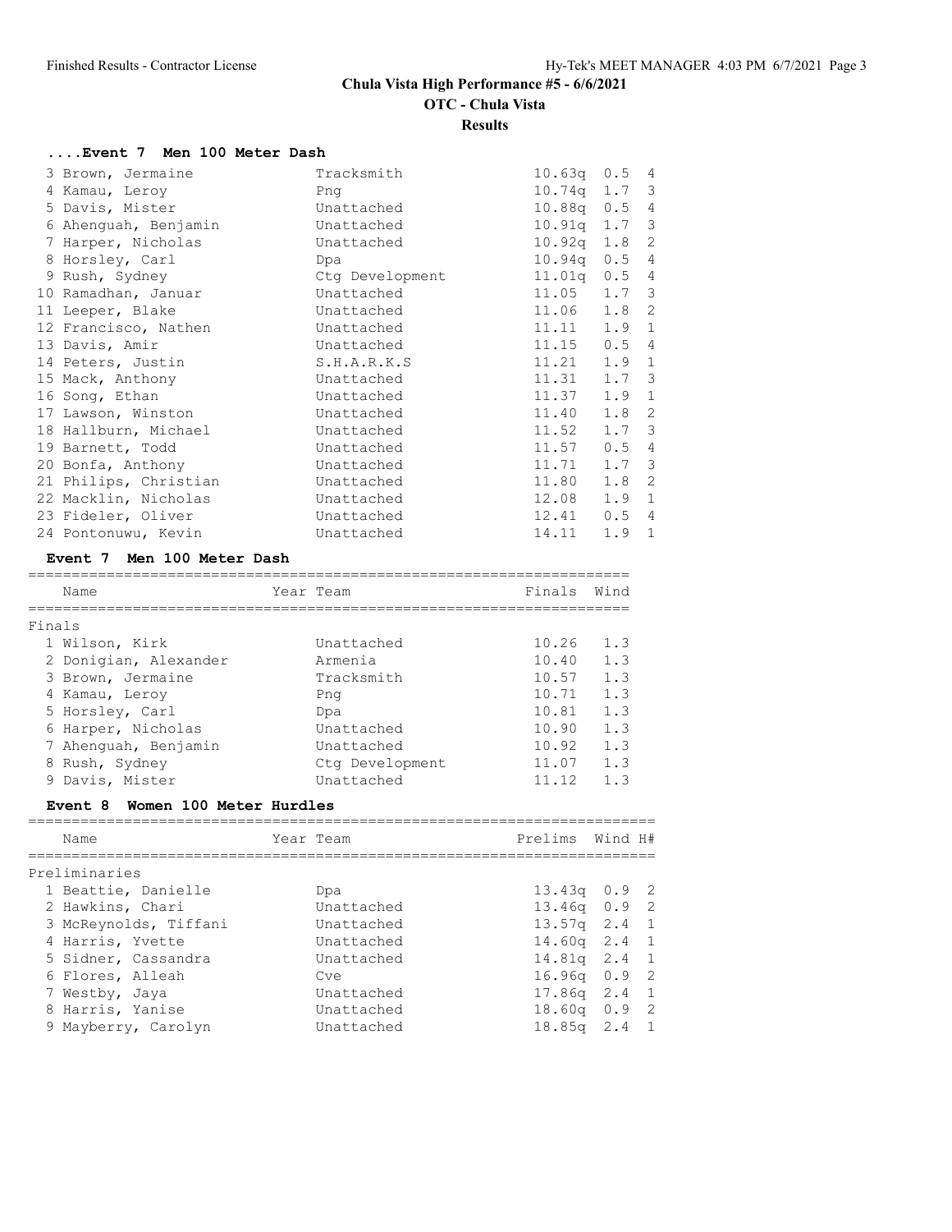# Chula Vista High Performance #5 - 6/6/2021

**OTC - Chula Vista**

**Results**

### ....Event 7 Men 100 Meter Dash

| Place | Name | Year | Team | Prelims | Wind | H# |
|---|---|---|---|---|---|---|
| 3 | Brown, Jermaine | | Tracksmith | 10.63q | 0.5 | 4 |
| 4 | Kamau, Leroy | | Png | 10.74q | 1.7 | 3 |
| 5 | Davis, Mister | | Unattached | 10.88q | 0.5 | 4 |
| 6 | Ahenguah, Benjamin | | Unattached | 10.91q | 1.7 | 3 |
| 7 | Harper, Nicholas | | Unattached | 10.92q | 1.8 | 2 |
| 8 | Horsley, Carl | | Dpa | 10.94q | 0.5 | 4 |
| 9 | Rush, Sydney | | Ctg Development | 11.01q | 0.5 | 4 |
| 10 | Ramadhan, Januar | | Unattached | 11.05 | 1.7 | 3 |
| 11 | Leeper, Blake | | Unattached | 11.06 | 1.8 | 2 |
| 12 | Francisco, Nathen | | Unattached | 11.11 | 1.9 | 1 |
| 13 | Davis, Amir | | Unattached | 11.15 | 0.5 | 4 |
| 14 | Peters, Justin | | S.H.A.R.K.S | 11.21 | 1.9 | 1 |
| 15 | Mack, Anthony | | Unattached | 11.31 | 1.7 | 3 |
| 16 | Song, Ethan | | Unattached | 11.37 | 1.9 | 1 |
| 17 | Lawson, Winston | | Unattached | 11.40 | 1.8 | 2 |
| 18 | Hallburn, Michael | | Unattached | 11.52 | 1.7 | 3 |
| 19 | Barnett, Todd | | Unattached | 11.57 | 0.5 | 4 |
| 20 | Bonfa, Anthony | | Unattached | 11.71 | 1.7 | 3 |
| 21 | Philips, Christian | | Unattached | 11.80 | 1.8 | 2 |
| 22 | Macklin, Nicholas | | Unattached | 12.08 | 1.9 | 1 |
| 23 | Fideler, Oliver | | Unattached | 12.41 | 0.5 | 4 |
| 24 | Pontonuwu, Kevin | | Unattached | 14.11 | 1.9 | 1 |

### Event 7 Men 100 Meter Dash

**Finals**

| Place | Name | Year | Team | Finals | Wind |
|---|---|---|---|---|---|
| 1 | Wilson, Kirk | | Unattached | 10.26 | 1.3 |
| 2 | Donigian, Alexander | | Armenia | 10.40 | 1.3 |
| 3 | Brown, Jermaine | | Tracksmith | 10.57 | 1.3 |
| 4 | Kamau, Leroy | | Png | 10.71 | 1.3 |
| 5 | Horsley, Carl | | Dpa | 10.81 | 1.3 |
| 6 | Harper, Nicholas | | Unattached | 10.90 | 1.3 |
| 7 | Ahenguah, Benjamin | | Unattached | 10.92 | 1.3 |
| 8 | Rush, Sydney | | Ctg Development | 11.07 | 1.3 |
| 9 | Davis, Mister | | Unattached | 11.12 | 1.3 |

### Event 8 Women 100 Meter Hurdles

**Preliminaries**

| Place | Name | Year | Team | Prelims | Wind | H# |
|---|---|---|---|---|---|---|
| 1 | Beattie, Danielle | | Dpa | 13.43q | 0.9 | 2 |
| 2 | Hawkins, Chari | | Unattached | 13.46q | 0.9 | 2 |
| 3 | McReynolds, Tiffani | | Unattached | 13.57q | 2.4 | 1 |
| 4 | Harris, Yvette | | Unattached | 14.60q | 2.4 | 1 |
| 5 | Sidner, Cassandra | | Unattached | 14.81q | 2.4 | 1 |
| 6 | Flores, Alleah | | Cve | 16.96q | 0.9 | 2 |
| 7 | Westby, Jaya | | Unattached | 17.86q | 2.4 | 1 |
| 8 | Harris, Yanise | | Unattached | 18.60q | 0.9 | 2 |
| 9 | Mayberry, Carolyn | | Unattached | 18.85q | 2.4 | 1 |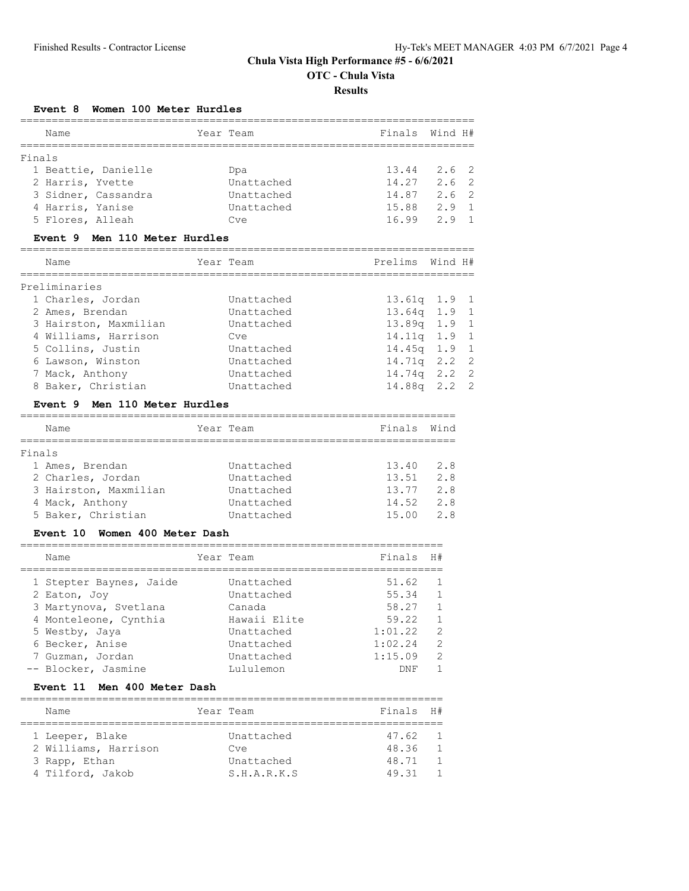# Chula Vista High Performance #5 - 6/6/2021

## OTC - Chula Vista

### Results

#### Event 8 Women 100 Meter Hurdles

| Name | Year | Team | Finals | Wind | H# |
|---|---|---|---|---|---|
| **Finals** | | | | | |
| 1 Beattie, Danielle | | Dpa | 13.44 | 2.6 | 2 |
| 2 Harris, Yvette | | Unattached | 14.27 | 2.6 | 2 |
| 3 Sidner, Cassandra | | Unattached | 14.87 | 2.6 | 2 |
| 4 Harris, Yanise | | Unattached | 15.88 | 2.9 | 1 |
| 5 Flores, Alleah | | Cve | 16.99 | 2.9 | 1 |

#### Event 9 Men 110 Meter Hurdles

| Name | Year | Team | Prelims | Wind | H# |
|---|---|---|---|---|---|
| **Preliminaries** | | | | | |
| 1 Charles, Jordan | | Unattached | 13.61q | 1.9 | 1 |
| 2 Ames, Brendan | | Unattached | 13.64q | 1.9 | 1 |
| 3 Hairston, Maxmilian | | Unattached | 13.89q | 1.9 | 1 |
| 4 Williams, Harrison | | Cve | 14.11q | 1.9 | 1 |
| 5 Collins, Justin | | Unattached | 14.45q | 1.9 | 1 |
| 6 Lawson, Winston | | Unattached | 14.71q | 2.2 | 2 |
| 7 Mack, Anthony | | Unattached | 14.74q | 2.2 | 2 |
| 8 Baker, Christian | | Unattached | 14.88q | 2.2 | 2 |

#### Event 9 Men 110 Meter Hurdles

| Name | Year | Team | Finals | Wind |
|---|---|---|---|---|
| **Finals** | | | | |
| 1 Ames, Brendan | | Unattached | 13.40 | 2.8 |
| 2 Charles, Jordan | | Unattached | 13.51 | 2.8 |
| 3 Hairston, Maxmilian | | Unattached | 13.77 | 2.8 |
| 4 Mack, Anthony | | Unattached | 14.52 | 2.8 |
| 5 Baker, Christian | | Unattached | 15.00 | 2.8 |

#### Event 10 Women 400 Meter Dash

| Name | Year | Team | Finals | H# |
|---|---|---|---|---|
| 1 Stepter Baynes, Jaide | | Unattached | 51.62 | 1 |
| 2 Eaton, Joy | | Unattached | 55.34 | 1 |
| 3 Martynova, Svetlana | | Canada | 58.27 | 1 |
| 4 Monteleone, Cynthia | | Hawaii Elite | 59.22 | 1 |
| 5 Westby, Jaya | | Unattached | 1:01.22 | 2 |
| 6 Becker, Anise | | Unattached | 1:02.24 | 2 |
| 7 Guzman, Jordan | | Unattached | 1:15.09 | 2 |
| -- Blocker, Jasmine | | Lululemon | DNF | 1 |

#### Event 11 Men 400 Meter Dash

| Name | Year | Team | Finals | H# |
|---|---|---|---|---|
| 1 Leeper, Blake | | Unattached | 47.62 | 1 |
| 2 Williams, Harrison | | Cve | 48.36 | 1 |
| 3 Rapp, Ethan | | Unattached | 48.71 | 1 |
| 4 Tilford, Jakob | | S.H.A.R.K.S | 49.31 | 1 |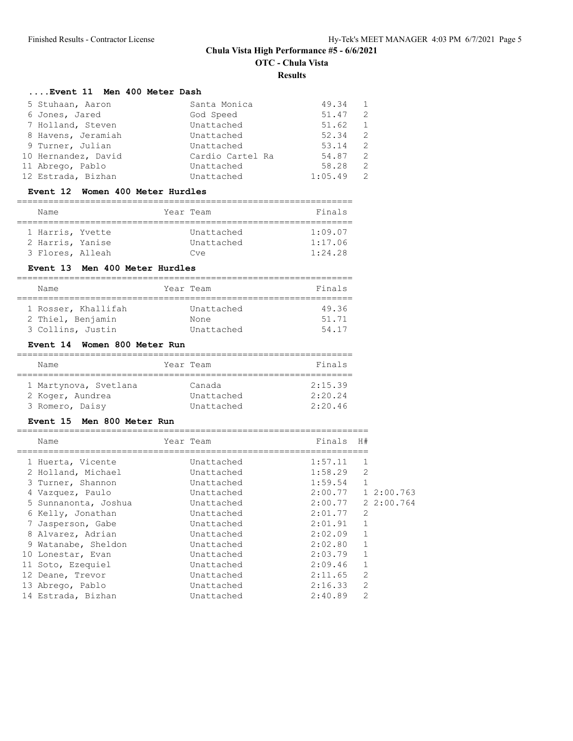## Chula Vista High Performance #5 - 6/6/2021

**OTC - Chula Vista**

**Results**

### ....Event 11 Men 400 Meter Dash

| Place | Name | Year | Team | Finals | H# |
|---|---|---|---|---|---|
| 5 | Stuhaan, Aaron | | Santa Monica | 49.34 | 1 |
| 6 | Jones, Jared | | God Speed | 51.47 | 2 |
| 7 | Holland, Steven | | Unattached | 51.62 | 1 |
| 8 | Havens, Jeramiah | | Unattached | 52.34 | 2 |
| 9 | Turner, Julian | | Unattached | 53.14 | 2 |
| 10 | Hernandez, David | | Cardio Cartel Ra | 54.87 | 2 |
| 11 | Abrego, Pablo | | Unattached | 58.28 | 2 |
| 12 | Estrada, Bizhan | | Unattached | 1:05.49 | 2 |

### Event 12 Women 400 Meter Hurdles

| Place | Name | Year | Team | Finals |
|---|---|---|---|---|
| 1 | Harris, Yvette | | Unattached | 1:09.07 |
| 2 | Harris, Yanise | | Unattached | 1:17.06 |
| 3 | Flores, Alleah | | Cve | 1:24.28 |

### Event 13 Men 400 Meter Hurdles

| Place | Name | Year | Team | Finals |
|---|---|---|---|---|
| 1 | Rosser, Khallifah | | Unattached | 49.36 |
| 2 | Thiel, Benjamin | | None | 51.71 |
| 3 | Collins, Justin | | Unattached | 54.17 |

### Event 14 Women 800 Meter Run

| Place | Name | Year | Team | Finals |
|---|---|---|---|---|
| 1 | Martynova, Svetlana | | Canada | 2:15.39 |
| 2 | Koger, Aundrea | | Unattached | 2:20.24 |
| 3 | Romero, Daisy | | Unattached | 2:20.46 |

### Event 15 Men 800 Meter Run

| Place | Name | Year | Team | Finals | H# | |
|---|---|---|---|---|---|---|
| 1 | Huerta, Vicente | | Unattached | 1:57.11 | 1 | |
| 2 | Holland, Michael | | Unattached | 1:58.29 | 2 | |
| 3 | Turner, Shannon | | Unattached | 1:59.54 | 1 | |
| 4 | Vazquez, Paulo | | Unattached | 2:00.77 | 1 | 2:00.763 |
| 5 | Sunnanonta, Joshua | | Unattached | 2:00.77 | 2 | 2:00.764 |
| 6 | Kelly, Jonathan | | Unattached | 2:01.77 | 2 | |
| 7 | Jasperson, Gabe | | Unattached | 2:01.91 | 1 | |
| 8 | Alvarez, Adrian | | Unattached | 2:02.09 | 1 | |
| 9 | Watanabe, Sheldon | | Unattached | 2:02.80 | 1 | |
| 10 | Lonestar, Evan | | Unattached | 2:03.79 | 1 | |
| 11 | Soto, Ezequiel | | Unattached | 2:09.46 | 1 | |
| 12 | Deane, Trevor | | Unattached | 2:11.65 | 2 | |
| 13 | Abrego, Pablo | | Unattached | 2:16.33 | 2 | |
| 14 | Estrada, Bizhan | | Unattached | 2:40.89 | 2 | |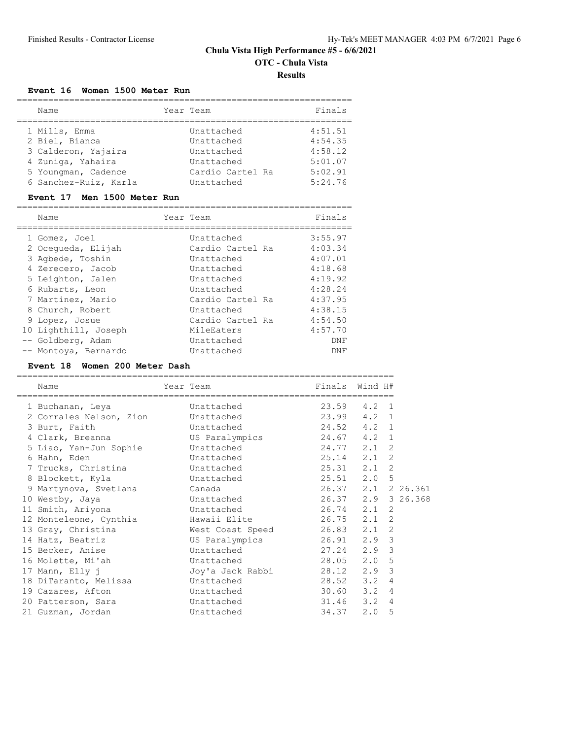# Chula Vista High Performance #5 - 6/6/2021

## OTC - Chula Vista

### Results

#### Event 16 Women 1500 Meter Run

| | Name | Year | Team | Finals |
|---|---|---|---|---|
| 1 | Mills, Emma | | Unattached | 4:51.51 |
| 2 | Biel, Bianca | | Unattached | 4:54.35 |
| 3 | Calderon, Yajaira | | Unattached | 4:58.12 |
| 4 | Zuniga, Yahaira | | Unattached | 5:01.07 |
| 5 | Youngman, Cadence | | Cardio Cartel Ra | 5:02.91 |
| 6 | Sanchez-Ruiz, Karla | | Unattached | 5:24.76 |

#### Event 17 Men 1500 Meter Run

| | Name | Year | Team | Finals |
|---|---|---|---|---|
| 1 | Gomez, Joel | | Unattached | 3:55.97 |
| 2 | Ocegueda, Elijah | | Cardio Cartel Ra | 4:03.34 |
| 3 | Agbede, Toshin | | Unattached | 4:07.01 |
| 4 | Zerecero, Jacob | | Unattached | 4:18.68 |
| 5 | Leighton, Jalen | | Unattached | 4:19.92 |
| 6 | Rubarts, Leon | | Unattached | 4:28.24 |
| 7 | Martinez, Mario | | Cardio Cartel Ra | 4:37.95 |
| 8 | Church, Robert | | Unattached | 4:38.15 |
| 9 | Lopez, Josue | | Cardio Cartel Ra | 4:54.50 |
| 10 | Lighthill, Joseph | | MileEaters | 4:57.70 |
| -- | Goldberg, Adam | | Unattached | DNF |
| -- | Montoya, Bernardo | | Unattached | DNF |

#### Event 18 Women 200 Meter Dash

| | Name | Year | Team | Finals | Wind | H# | |
|---|---|---|---|---|---|---|---|
| 1 | Buchanan, Leya | | Unattached | 23.59 | 4.2 | 1 | |
| 2 | Corrales Nelson, Zion | | Unattached | 23.99 | 4.2 | 1 | |
| 3 | Burt, Faith | | Unattached | 24.52 | 4.2 | 1 | |
| 4 | Clark, Breanna | | US Paralympics | 24.67 | 4.2 | 1 | |
| 5 | Liao, Yan-Jun Sophie | | Unattached | 24.77 | 2.1 | 2 | |
| 6 | Hahn, Eden | | Unattached | 25.14 | 2.1 | 2 | |
| 7 | Trucks, Christina | | Unattached | 25.31 | 2.1 | 2 | |
| 8 | Blockett, Kyla | | Unattached | 25.51 | 2.0 | 5 | |
| 9 | Martynova, Svetlana | | Canada | 26.37 | 2.1 | 2 | 26.361 |
| 10 | Westby, Jaya | | Unattached | 26.37 | 2.9 | 3 | 26.368 |
| 11 | Smith, Ariyona | | Unattached | 26.74 | 2.1 | 2 | |
| 12 | Monteleone, Cynthia | | Hawaii Elite | 26.75 | 2.1 | 2 | |
| 13 | Gray, Christina | | West Coast Speed | 26.83 | 2.1 | 2 | |
| 14 | Hatz, Beatriz | | US Paralympics | 26.91 | 2.9 | 3 | |
| 15 | Becker, Anise | | Unattached | 27.24 | 2.9 | 3 | |
| 16 | Molette, Mi'ah | | Unattached | 28.05 | 2.0 | 5 | |
| 17 | Mann, Elly j | | Joy'a Jack Rabbi | 28.12 | 2.9 | 3 | |
| 18 | DiTaranto, Melissa | | Unattached | 28.52 | 3.2 | 4 | |
| 19 | Cazares, Afton | | Unattached | 30.60 | 3.2 | 4 | |
| 20 | Patterson, Sara | | Unattached | 31.46 | 3.2 | 4 | |
| 21 | Guzman, Jordan | | Unattached | 34.37 | 2.0 | 5 | |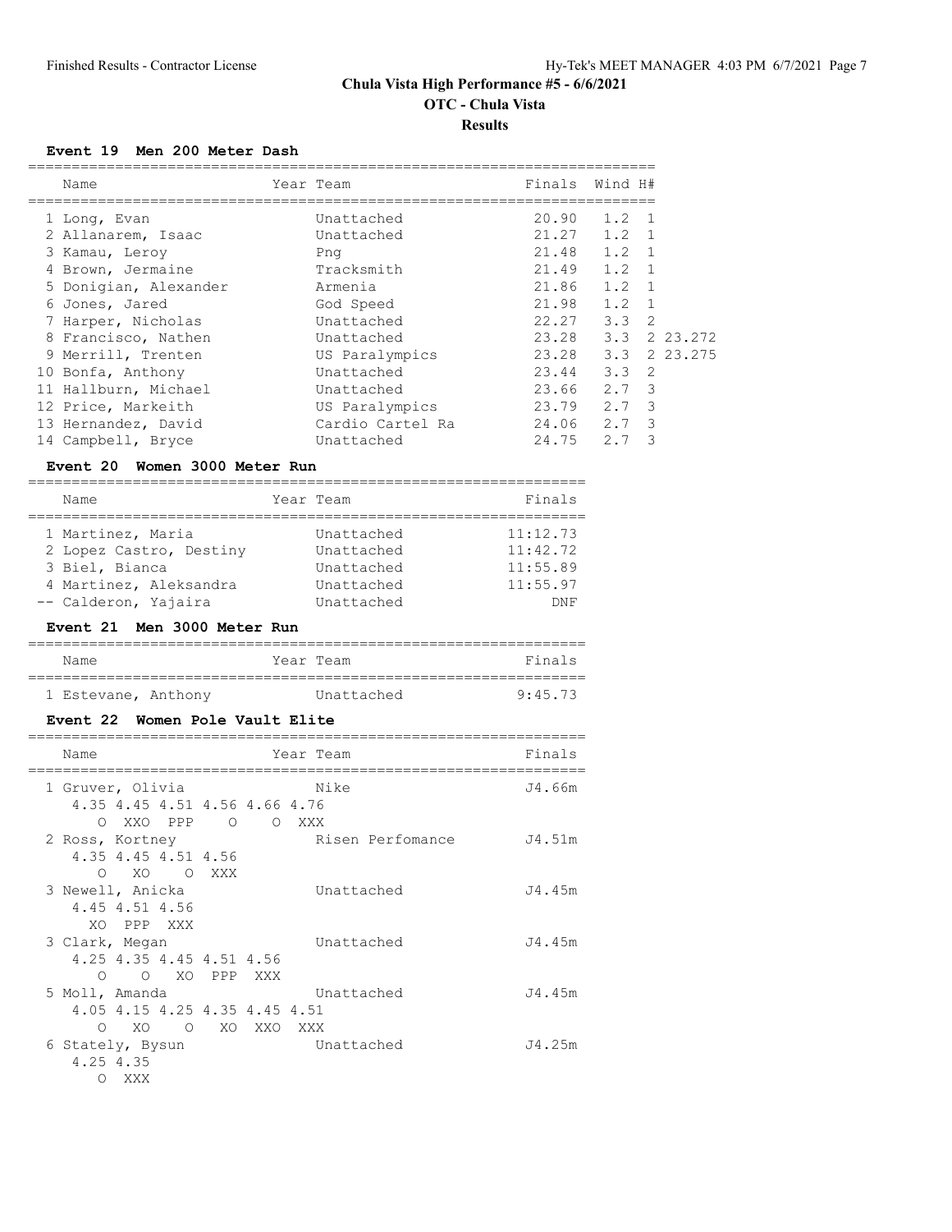# Chula Vista High Performance #5 - 6/6/2021

## OTC - Chula Vista

## Results

### Event 19 Men 200 Meter Dash

| | Name | Year | Team | Finals | Wind | H# | |
|---|---|---|---|---|---|---|---|
| 1 | Long, Evan | | Unattached | 20.90 | 1.2 | 1 | |
| 2 | Allanarem, Isaac | | Unattached | 21.27 | 1.2 | 1 | |
| 3 | Kamau, Leroy | | Png | 21.48 | 1.2 | 1 | |
| 4 | Brown, Jermaine | | Tracksmith | 21.49 | 1.2 | 1 | |
| 5 | Donigian, Alexander | | Armenia | 21.86 | 1.2 | 1 | |
| 6 | Jones, Jared | | God Speed | 21.98 | 1.2 | 1 | |
| 7 | Harper, Nicholas | | Unattached | 22.27 | 3.3 | 2 | |
| 8 | Francisco, Nathen | | Unattached | 23.28 | 3.3 | 2 | 23.272 |
| 9 | Merrill, Trenten | | US Paralympics | 23.28 | 3.3 | 2 | 23.275 |
| 10 | Bonfa, Anthony | | Unattached | 23.44 | 3.3 | 2 | |
| 11 | Hallburn, Michael | | Unattached | 23.66 | 2.7 | 3 | |
| 12 | Price, Markeith | | US Paralympics | 23.79 | 2.7 | 3 | |
| 13 | Hernandez, David | | Cardio Cartel Ra | 24.06 | 2.7 | 3 | |
| 14 | Campbell, Bryce | | Unattached | 24.75 | 2.7 | 3 | |

### Event 20 Women 3000 Meter Run

| | Name | Year | Team | Finals |
|---|---|---|---|---|
| 1 | Martinez, Maria | | Unattached | 11:12.73 |
| 2 | Lopez Castro, Destiny | | Unattached | 11:42.72 |
| 3 | Biel, Bianca | | Unattached | 11:55.89 |
| 4 | Martinez, Aleksandra | | Unattached | 11:55.97 |
| -- | Calderon, Yajaira | | Unattached | DNF |

### Event 21 Men 3000 Meter Run

| | Name | Year | Team | Finals |
|---|---|---|---|---|
| 1 | Estevane, Anthony | | Unattached | 9:45.73 |

### Event 22 Women Pole Vault Elite

```
    Name                    Year Team                    Finals
  1 Gruver, Olivia               Nike                    J4.66m
     4.35 4.45 4.51 4.56 4.66 4.76
        O  XXO  PPP    O    O  XXX
  2 Ross, Kortney                Risen Perfomance        J4.51m
     4.35 4.45 4.51 4.56
        O   XO    O  XXX
  3 Newell, Anicka               Unattached              J4.45m
     4.45 4.51 4.56
       XO  PPP  XXX
  3 Clark, Megan                 Unattached              J4.45m
     4.25 4.35 4.45 4.51 4.56
        O    O   XO  PPP  XXX
  5 Moll, Amanda                 Unattached              J4.45m
     4.05 4.15 4.25 4.35 4.45 4.51
        O   XO    O   XO  XXO  XXX
  6 Stately, Bysun               Unattached              J4.25m
     4.25 4.35
        O  XXX
```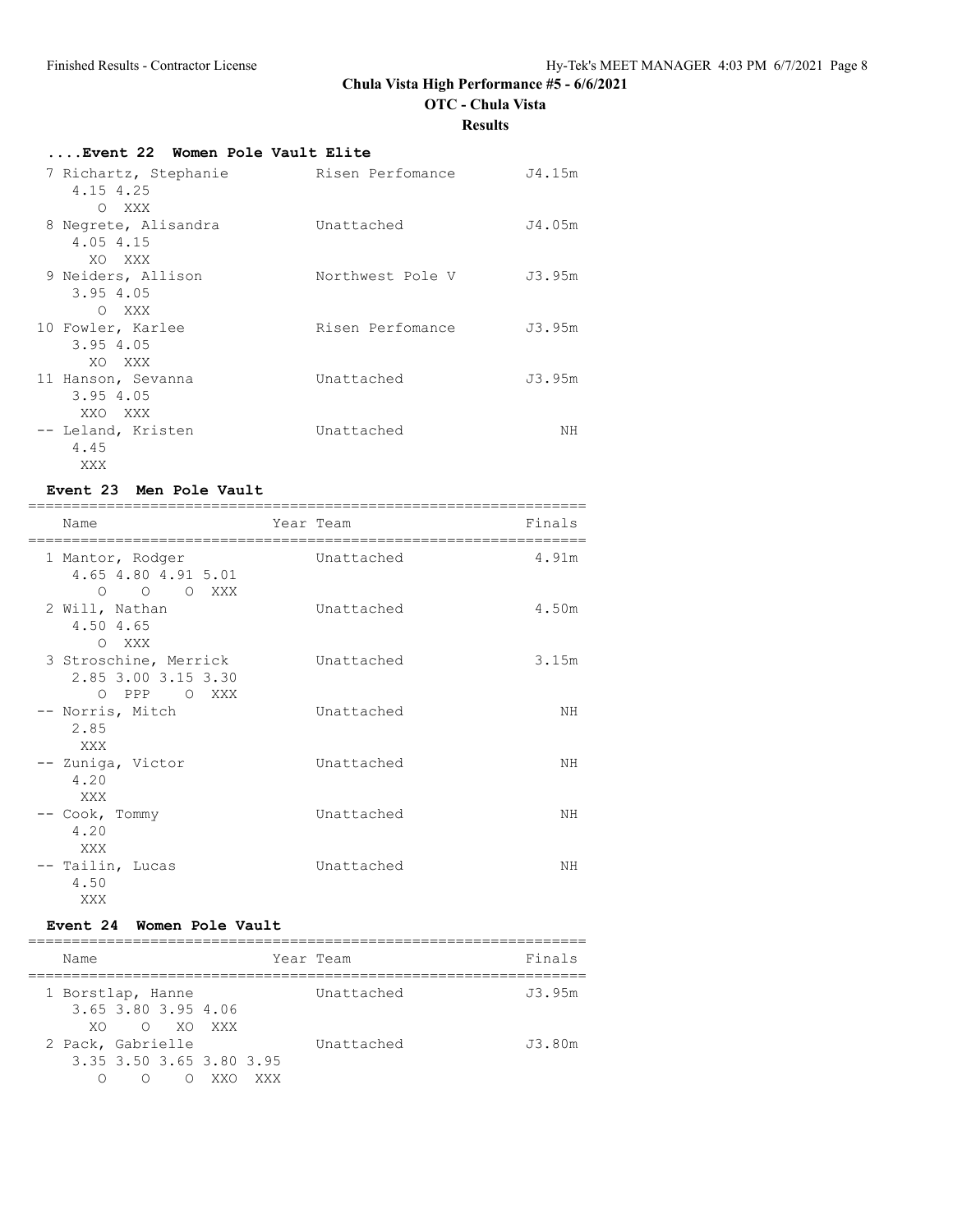## Chula Vista High Performance #5 - 6/6/2021

### OTC - Chula Vista

### Results

#### ....Event 22 Women Pole Vault Elite

| Place | Name | Year | Team | Finals |
|---|---|---|---|---|
| 7 | Richartz, Stephanie | | Risen Perfomance | J4.15m |
| | 4.15 4.25<br>O XXX | | | |
| 8 | Negrete, Alisandra | | Unattached | J4.05m |
| | 4.05 4.15<br>XO XXX | | | |
| 9 | Neiders, Allison | | Northwest Pole V | J3.95m |
| | 3.95 4.05<br>O XXX | | | |
| 10 | Fowler, Karlee | | Risen Perfomance | J3.95m |
| | 3.95 4.05<br>XO XXX | | | |
| 11 | Hanson, Sevanna | | Unattached | J3.95m |
| | 3.95 4.05<br>XXO XXX | | | |
| -- | Leland, Kristen | | Unattached | NH |
| | 4.45<br>XXX | | | |

#### Event 23 Men Pole Vault

| Place | Name | Year | Team | Finals |
|---|---|---|---|---|
| 1 | Mantor, Rodger | | Unattached | 4.91m |
| | 4.65 4.80 4.91 5.01<br>O O O XXX | | | |
| 2 | Will, Nathan | | Unattached | 4.50m |
| | 4.50 4.65<br>O XXX | | | |
| 3 | Stroschine, Merrick | | Unattached | 3.15m |
| | 2.85 3.00 3.15 3.30<br>O PPP O XXX | | | |
| -- | Norris, Mitch | | Unattached | NH |
| | 2.85<br>XXX | | | |
| -- | Zuniga, Victor | | Unattached | NH |
| | 4.20<br>XXX | | | |
| -- | Cook, Tommy | | Unattached | NH |
| | 4.20<br>XXX | | | |
| -- | Tailin, Lucas | | Unattached | NH |
| | 4.50<br>XXX | | | |

#### Event 24 Women Pole Vault

| Place | Name | Year | Team | Finals |
|---|---|---|---|---|
| 1 | Borstlap, Hanne | | Unattached | J3.95m |
| | 3.65 3.80 3.95 4.06<br>XO O XO XXX | | | |
| 2 | Pack, Gabrielle | | Unattached | J3.80m |
| | 3.35 3.50 3.65 3.80 3.95<br>O O O XXO XXX | | | |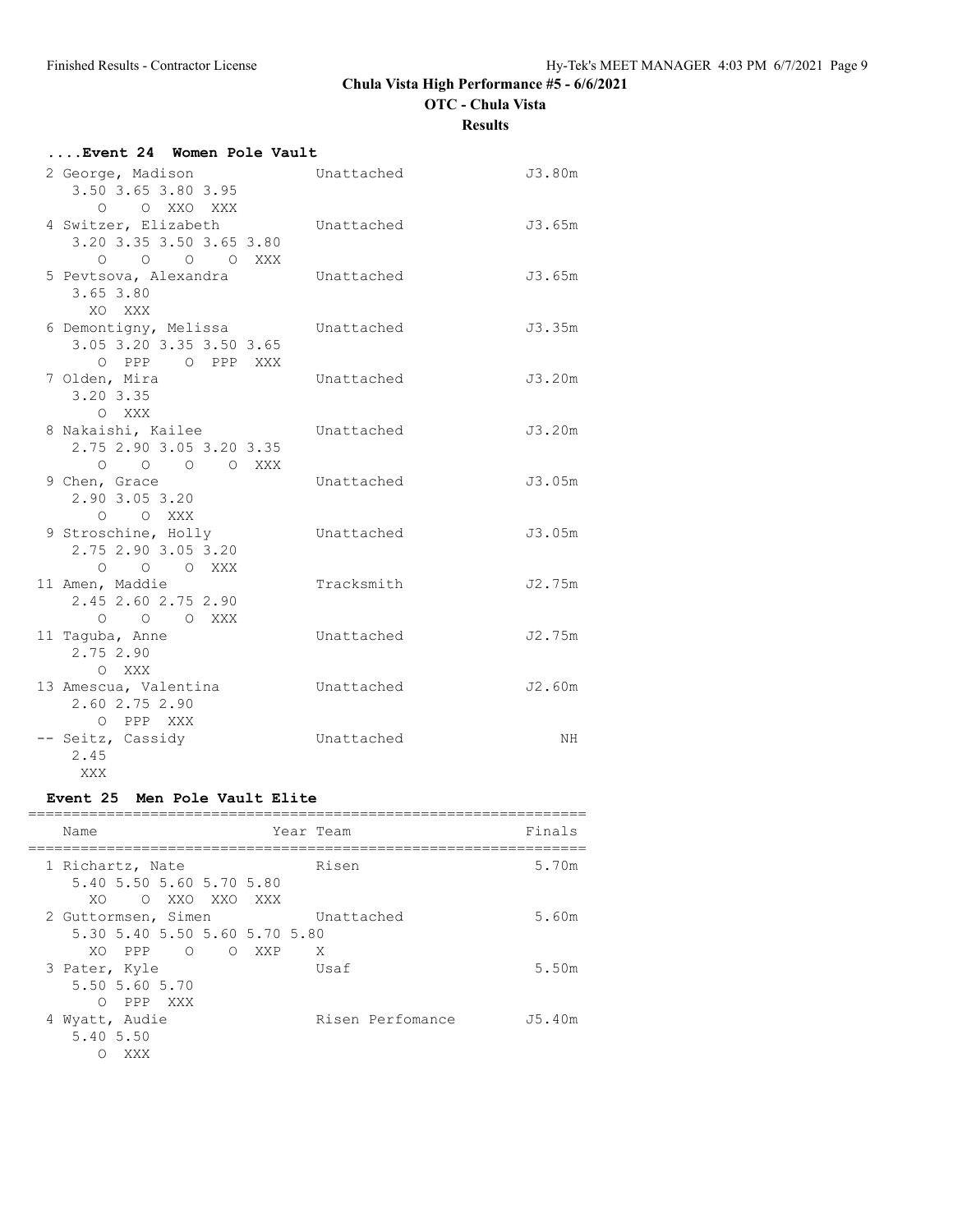## Chula Vista High Performance #5 - 6/6/2021

**OTC - Chula Vista**

**Results**

### ....Event 24 Women Pole Vault

```
  2 George, Madison              Unattached               J3.80m 
     3.50 3.65 3.80 3.95
        O    O  XXO  XXX
  4 Switzer, Elizabeth           Unattached               J3.65m 
     3.20 3.35 3.50 3.65 3.80
        O    O    O    O  XXX
  5 Pevtsova, Alexandra          Unattached               J3.65m 
     3.65 3.80
       XO  XXX
  6 Demontigny, Melissa          Unattached               J3.35m 
     3.05 3.20 3.35 3.50 3.65
        O  PPP    O  PPP  XXX
  7 Olden, Mira                  Unattached               J3.20m 
     3.20 3.35
        O  XXX
  8 Nakaishi, Kailee             Unattached               J3.20m 
     2.75 2.90 3.05 3.20 3.35
        O    O    O    O  XXX
  9 Chen, Grace                  Unattached               J3.05m 
     2.90 3.05 3.20
        O    O  XXX
  9 Stroschine, Holly            Unattached               J3.05m 
     2.75 2.90 3.05 3.20
        O    O    O  XXX
 11 Amen, Maddie                 Tracksmith               J2.75m 
     2.45 2.60 2.75 2.90
        O    O    O  XXX
 11 Taguba, Anne                 Unattached               J2.75m 
     2.75 2.90
        O  XXX
 13 Amescua, Valentina           Unattached               J2.60m 
     2.60 2.75 2.90
        O  PPP  XXX
 -- Seitz, Cassidy               Unattached                   NH 
     2.45
      XXX
```

### Event 25 Men Pole Vault Elite

```
================================================================
    Name                    Year Team                   Finals  
================================================================
  1 Richartz, Nate               Risen                     5.70m 
     5.40 5.50 5.60 5.70 5.80
       XO    O  XXO  XXO  XXX
  2 Guttormsen, Simen            Unattached                5.60m 
     5.30 5.40 5.50 5.60 5.70 5.80
       XO  PPP    O    O  XXP    X
  3 Pater, Kyle                  Usaf                      5.50m 
     5.50 5.60 5.70
        O  PPP  XXX
  4 Wyatt, Audie                 Risen Perfomance         J5.40m 
     5.40 5.50
        O  XXX
```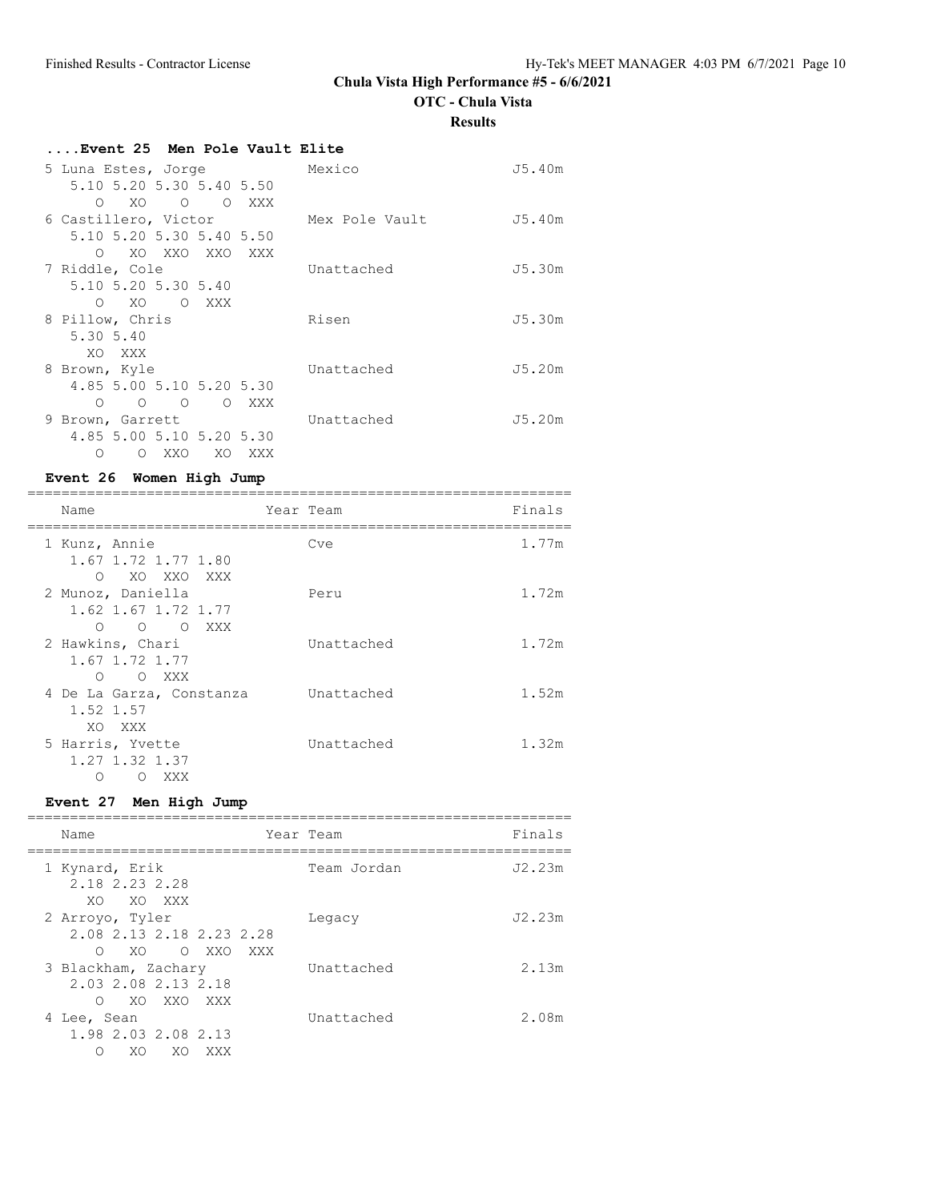# Chula Vista High Performance #5 - 6/6/2021

## OTC - Chula Vista

### Results

#### ....Event 25 Men Pole Vault Elite

```
 5 Luna Estes, Jorge            Mexico                  J5.40m
    5.10 5.20 5.30 5.40 5.50
       O   XO    O    O  XXX
 6 Castillero, Victor           Mex Pole Vault          J5.40m
    5.10 5.20 5.30 5.40 5.50
       O   XO  XXO  XXO  XXX
 7 Riddle, Cole                 Unattached              J5.30m
    5.10 5.20 5.30 5.40
       O   XO    O  XXX
 8 Pillow, Chris                Risen                   J5.30m
    5.30 5.40
      XO  XXX
 8 Brown, Kyle                  Unattached              J5.20m
    4.85 5.00 5.10 5.20 5.30
       O    O    O    O  XXX
 9 Brown, Garrett               Unattached              J5.20m
    4.85 5.00 5.10 5.20 5.30
       O    O  XXO   XO  XXX
```

#### Event 26 Women High Jump

```
================================================================
   Name                    Year Team                     Finals
================================================================
 1 Kunz, Annie                  Cve                       1.77m
    1.67 1.72 1.77 1.80
       O   XO  XXO  XXX
 2 Munoz, Daniella              Peru                      1.72m
    1.62 1.67 1.72 1.77
       O    O    O  XXX
 2 Hawkins, Chari               Unattached                1.72m
    1.67 1.72 1.77
       O    O  XXX
 4 De La Garza, Constanza       Unattached                1.52m
    1.52 1.57
      XO  XXX
 5 Harris, Yvette               Unattached                1.32m
    1.27 1.32 1.37
       O    O  XXX
```

#### Event 27 Men High Jump

```
================================================================
   Name                    Year Team                     Finals
================================================================
 1 Kynard, Erik                 Team Jordan              J2.23m
    2.18 2.23 2.28
      XO   XO  XXX
 2 Arroyo, Tyler                Legacy                   J2.23m
    2.08 2.13 2.18 2.23 2.28
       O   XO    O  XXO  XXX
 3 Blackham, Zachary            Unattached                2.13m
    2.03 2.08 2.13 2.18
       O   XO  XXO  XXX
 4 Lee, Sean                    Unattached                2.08m
    1.98 2.03 2.08 2.13
       O   XO   XO  XXX
```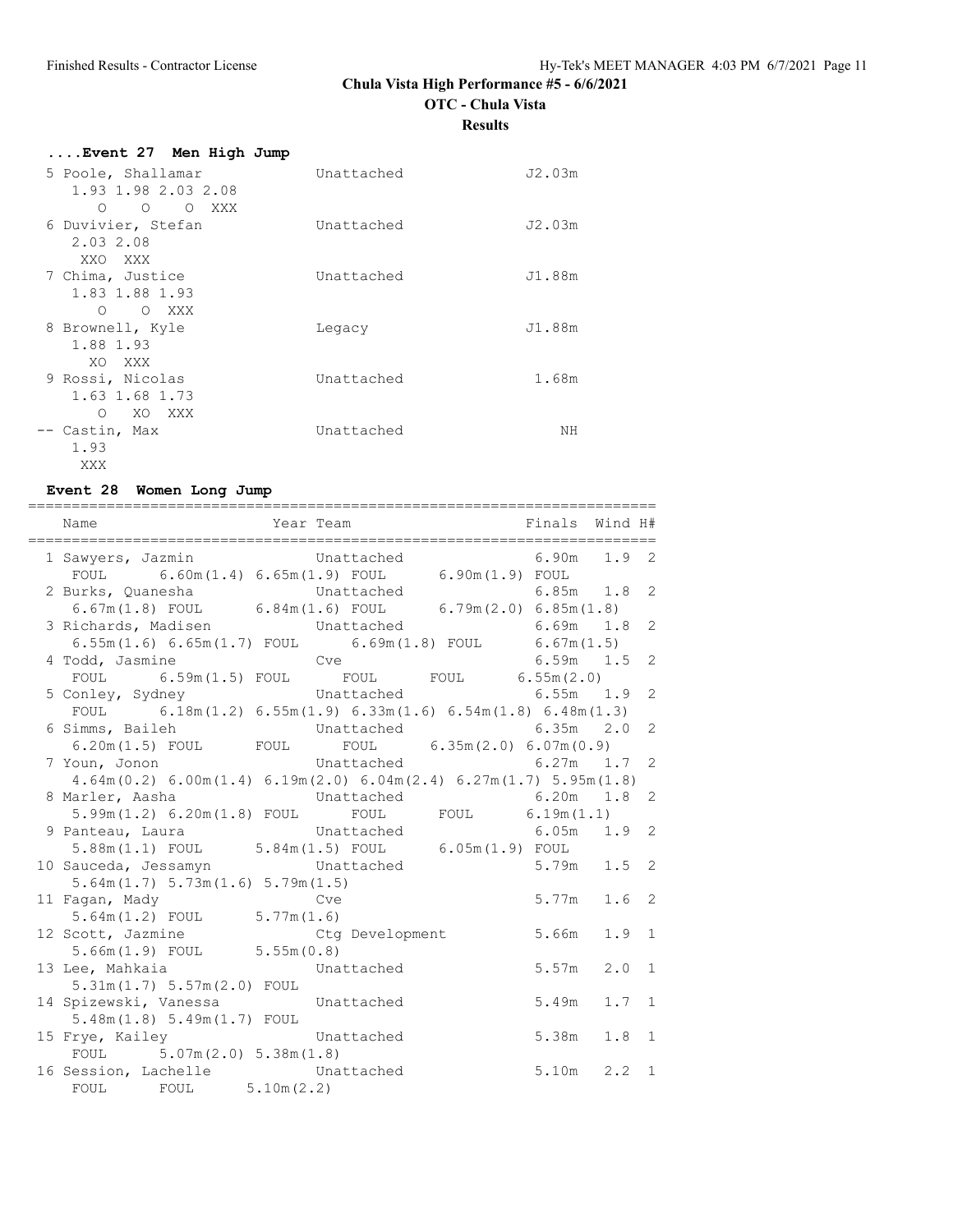# Chula Vista High Performance #5 - 6/6/2021

**OTC - Chula Vista**

**Results**

### ....Event 27 Men High Jump

```
 5 Poole, Shallamar            Unattached              J2.03m
    1.93 1.98 2.03 2.08
      O    O    O  XXX
 6 Duvivier, Stefan            Unattached              J2.03m
    2.03 2.08
     XXO  XXX
 7 Chima, Justice              Unattached              J1.88m
    1.83 1.88 1.93
      O    O  XXX
 8 Brownell, Kyle              Legacy                  J1.88m
    1.88 1.93
      XO  XXX
 9 Rossi, Nicolas              Unattached               1.68m
    1.63 1.68 1.73
      O   XO  XXX
-- Castin, Max                 Unattached                  NH
    1.93
     XXX
```

### Event 28 Women Long Jump

```
=======================================================================
   Name                    Year Team                   Finals  Wind H#
=======================================================================
  1 Sawyers, Jazmin             Unattached              6.90m   1.9  2
     FOUL      6.60m(1.4) 6.65m(1.9) FOUL      6.90m(1.9) FOUL
  2 Burks, Quanesha             Unattached              6.85m   1.8  2
     6.67m(1.8) FOUL      6.84m(1.6) FOUL      6.79m(2.0) 6.85m(1.8)
  3 Richards, Madisen           Unattached              6.69m   1.8  2
     6.55m(1.6) 6.65m(1.7) FOUL      6.69m(1.8) FOUL      6.67m(1.5)
  4 Todd, Jasmine               Cve                     6.59m   1.5  2
     FOUL      6.59m(1.5) FOUL      FOUL      FOUL      6.55m(2.0)
  5 Conley, Sydney              Unattached              6.55m   1.9  2
     FOUL      6.18m(1.2) 6.55m(1.9) 6.33m(1.6) 6.54m(1.8) 6.48m(1.3)
  6 Simms, Baileh               Unattached              6.35m   2.0  2
     6.20m(1.5) FOUL      FOUL      FOUL      6.35m(2.0) 6.07m(0.9)
  7 Youn, Jonon                 Unattached              6.27m   1.7  2
     4.64m(0.2) 6.00m(1.4) 6.19m(2.0) 6.04m(2.4) 6.27m(1.7) 5.95m(1.8)
  8 Marler, Aasha               Unattached              6.20m   1.8  2
     5.99m(1.2) 6.20m(1.8) FOUL      FOUL      FOUL      6.19m(1.1)
  9 Panteau, Laura              Unattached              6.05m   1.9  2
     5.88m(1.1) FOUL      5.84m(1.5) FOUL      6.05m(1.9) FOUL
 10 Sauceda, Jessamyn           Unattached              5.79m   1.5  2
     5.64m(1.7) 5.73m(1.6) 5.79m(1.5)
 11 Fagan, Mady                 Cve                     5.77m   1.6  2
     5.64m(1.2) FOUL      5.77m(1.6)
 12 Scott, Jazmine              Ctg Development         5.66m   1.9  1
     5.66m(1.9) FOUL      5.55m(0.8)
 13 Lee, Mahkaia                Unattached              5.57m   2.0  1
     5.31m(1.7) 5.57m(2.0) FOUL
 14 Spizewski, Vanessa          Unattached              5.49m   1.7  1
     5.48m(1.8) 5.49m(1.7) FOUL
 15 Frye, Kailey                Unattached              5.38m   1.8  1
     FOUL      5.07m(2.0) 5.38m(1.8)
 16 Session, Lachelle           Unattached              5.10m   2.2  1
     FOUL      FOUL      5.10m(2.2)
```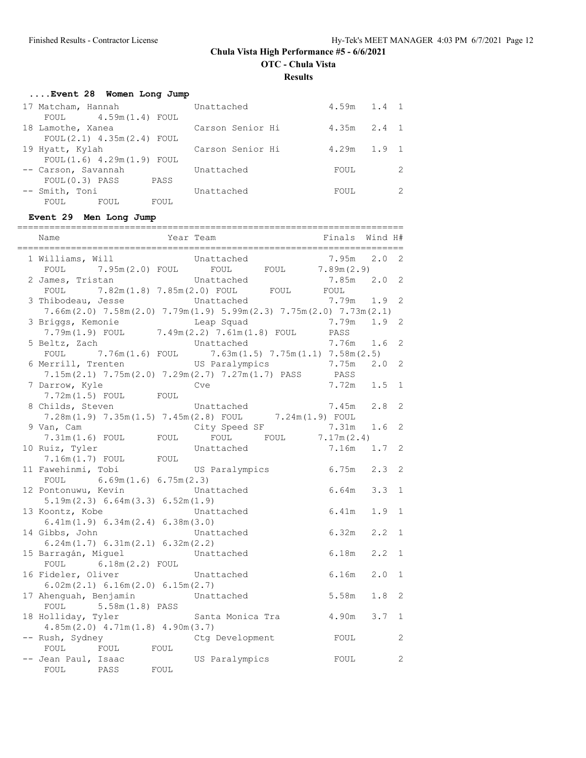# Chula Vista High Performance #5 - 6/6/2021

## OTC - Chula Vista

### Results

#### ....Event 28 Women Long Jump

```
 17 Matcham, Hannah              Unattached               4.59m   1.4  1
      FOUL      4.59m(1.4) FOUL
 18 Lamothe, Xanea               Carson Senior Hi         4.35m   2.4  1
      FOUL(2.1) 4.35m(2.4) FOUL
 19 Hyatt, Kylah                 Carson Senior Hi         4.29m   1.9  1
      FOUL(1.6) 4.29m(1.9) FOUL
 -- Carson, Savannah             Unattached                FOUL        2
      FOUL(0.3) PASS       PASS
 -- Smith, Toni                  Unattached                FOUL        2
      FOUL       FOUL      FOUL
```

#### Event 29 Men Long Jump

```
=======================================================================
    Name                    Year Team                   Finals  Wind H#
=======================================================================
  1 Williams, Will               Unattached               7.95m   2.0  2
      FOUL      7.95m(2.0) FOUL       FOUL      FOUL      7.89m(2.9)
  2 James, Tristan               Unattached               7.85m   2.0  2
      FOUL      7.82m(1.8) 7.85m(2.0) FOUL      FOUL      FOUL
  3 Thibodeau, Jesse             Unattached               7.79m   1.9  2
      7.66m(2.0) 7.58m(2.0) 7.79m(1.9) 5.99m(2.3) 7.75m(2.0) 7.73m(2.1)
  3 Briggs, Kemonie              Leap Squad               7.79m   1.9  2
      7.79m(1.9) FOUL      7.49m(2.2) 7.61m(1.8) FOUL      PASS
  5 Beltz, Zach                  Unattached               7.76m   1.6  2
      FOUL      7.76m(1.6) FOUL      7.63m(1.5) 7.75m(1.1) 7.58m(2.5)
  6 Merrill, Trenten             US Paralympics           7.75m   2.0  2
      7.15m(2.1) 7.75m(2.0) 7.29m(2.7) 7.27m(1.7) PASS      PASS
  7 Darrow, Kyle                 Cve                      7.72m   1.5  1
      7.72m(1.5) FOUL      FOUL
  8 Childs, Steven               Unattached               7.45m   2.8  2
      7.28m(1.9) 7.35m(1.5) 7.45m(2.8) FOUL      7.24m(1.9) FOUL
  9 Van, Cam                     City Speed SF            7.31m   1.6  2
      7.31m(1.6) FOUL      FOUL      FOUL      FOUL      7.17m(2.4)
 10 Ruiz, Tyler                  Unattached               7.16m   1.7  2
      7.16m(1.7) FOUL      FOUL
 11 Fawehinmi, Tobi              US Paralympics           6.75m   2.3  2
      FOUL      6.69m(1.6) 6.75m(2.3)
 12 Pontonuwu, Kevin             Unattached               6.64m   3.3  1
      5.19m(2.3) 6.64m(3.3) 6.52m(1.9)
 13 Koontz, Kobe                 Unattached               6.41m   1.9  1
      6.41m(1.9) 6.34m(2.4) 6.38m(3.0)
 14 Gibbs, John                  Unattached               6.32m   2.2  1
      6.24m(1.7) 6.31m(2.1) 6.32m(2.2)
 15 Barragán, Miguel             Unattached               6.18m   2.2  1
      FOUL      6.18m(2.2) FOUL
 16 Fideler, Oliver              Unattached               6.16m   2.0  1
      6.02m(2.1) 6.16m(2.0) 6.15m(2.7)
 17 Ahenguah, Benjamin           Unattached               5.58m   1.8  2
      FOUL      5.58m(1.8) PASS
 18 Holliday, Tyler              Santa Monica Tra         4.90m   3.7  1
      4.85m(2.0) 4.71m(1.8) 4.90m(3.7)
 -- Rush, Sydney                 Ctg Development           FOUL        2
      FOUL       FOUL      FOUL
 -- Jean Paul, Isaac             US Paralympics            FOUL        2
      FOUL       PASS      FOUL
```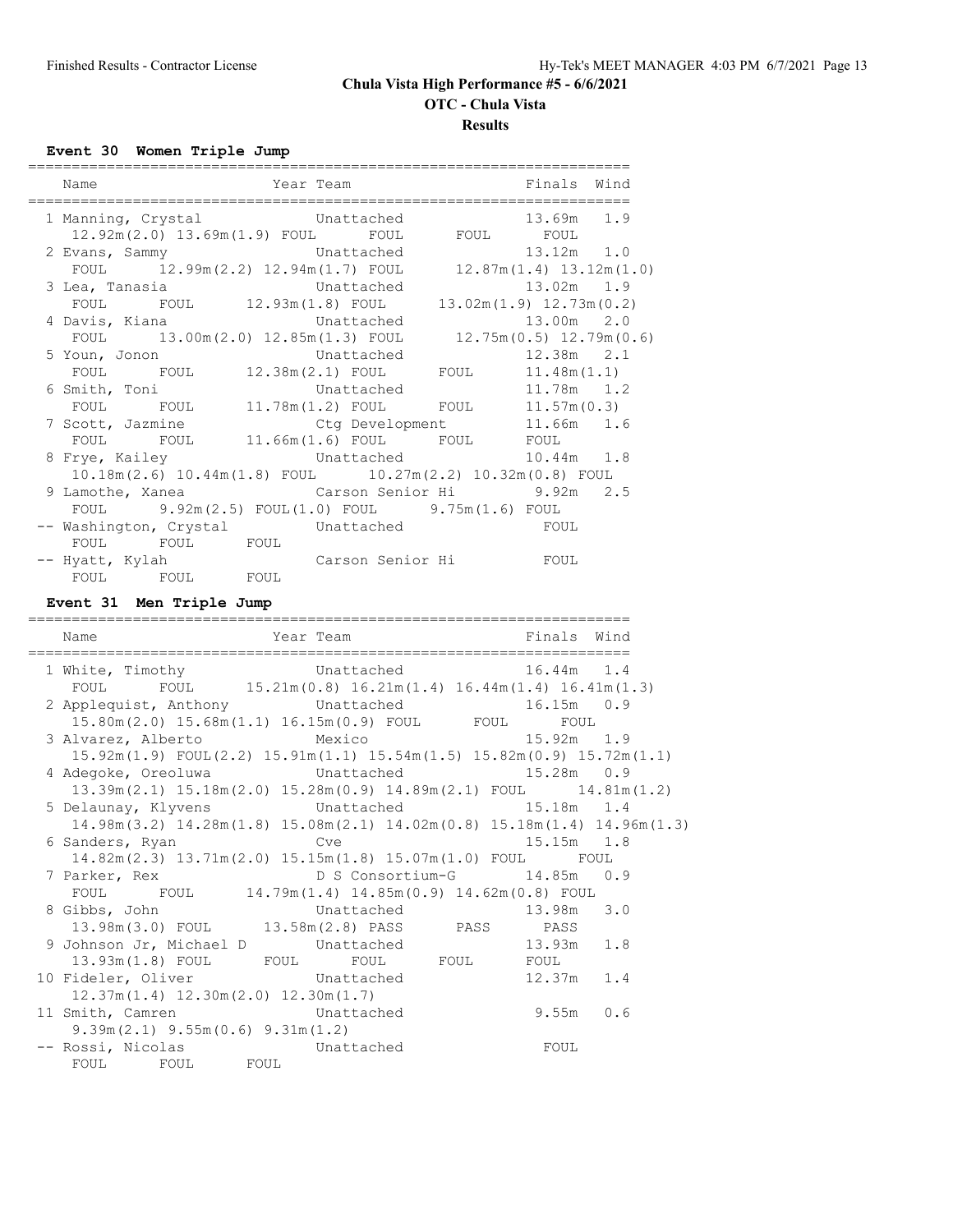Finished Results - Contractor License

# Chula Vista High Performance #5 - 6/6/2021

## OTC - Chula Vista

### Results

**Event 30 Women Triple Jump**

```
====================================================================
   Name                    Year Team                    Finals  Wind
====================================================================
  1 Manning, Crystal            Unattached              13.69m   1.9
     12.92m(2.0) 13.69m(1.9) FOUL      FOUL      FOUL      FOUL
  2 Evans, Sammy                Unattached              13.12m   1.0
     FOUL      12.99m(2.2) 12.94m(1.7) FOUL      12.87m(1.4) 13.12m(1.0)
  3 Lea, Tanasia                Unattached              13.02m   1.9
     FOUL      FOUL      12.93m(1.8) FOUL      13.02m(1.9) 12.73m(0.2)
  4 Davis, Kiana                Unattached              13.00m   2.0
     FOUL      13.00m(2.0) 12.85m(1.3) FOUL      12.75m(0.5) 12.79m(0.6)
  5 Youn, Jonon                 Unattached              12.38m   2.1
     FOUL      FOUL      12.38m(2.1) FOUL      FOUL      11.48m(1.1)
  6 Smith, Toni                 Unattached              11.78m   1.2
     FOUL      FOUL      11.78m(1.2) FOUL      FOUL      11.57m(0.3)
  7 Scott, Jazmine              Ctg Development         11.66m   1.6
     FOUL      FOUL      11.66m(1.6) FOUL      FOUL      FOUL
  8 Frye, Kailey                Unattached              10.44m   1.8
     10.18m(2.6) 10.44m(1.8) FOUL      10.27m(2.2) 10.32m(0.8) FOUL
  9 Lamothe, Xanea              Carson Senior Hi         9.92m   2.5
     FOUL      9.92m(2.5) FOUL(1.0) FOUL      9.75m(1.6) FOUL
 -- Washington, Crystal         Unattached                FOUL
     FOUL      FOUL      FOUL
 -- Hyatt, Kylah                Carson Senior Hi          FOUL
     FOUL      FOUL      FOUL
```

**Event 31 Men Triple Jump**

```
====================================================================
   Name                    Year Team                    Finals  Wind
====================================================================
  1 White, Timothy              Unattached              16.44m   1.4
     FOUL      FOUL      15.21m(0.8) 16.21m(1.4) 16.44m(1.4) 16.41m(1.3)
  2 Applequist, Anthony         Unattached              16.15m   0.9
     15.80m(2.0) 15.68m(1.1) 16.15m(0.9) FOUL      FOUL      FOUL
  3 Alvarez, Alberto            Mexico                  15.92m   1.9
     15.92m(1.9) FOUL(2.2) 15.91m(1.1) 15.54m(1.5) 15.82m(0.9) 15.72m(1.1)
  4 Adegoke, Oreoluwa           Unattached              15.28m   0.9
     13.39m(2.1) 15.18m(2.0) 15.28m(0.9) 14.89m(2.1) FOUL      14.81m(1.2)
  5 Delaunay, Klyvens           Unattached              15.18m   1.4
     14.98m(3.2) 14.28m(1.8) 15.08m(2.1) 14.02m(0.8) 15.18m(1.4) 14.96m(1.3)
  6 Sanders, Ryan               Cve                     15.15m   1.8
     14.82m(2.3) 13.71m(2.0) 15.15m(1.8) 15.07m(1.0) FOUL      FOUL
  7 Parker, Rex                 D S Consortium-G        14.85m   0.9
     FOUL      FOUL      14.79m(1.4) 14.85m(0.9) 14.62m(0.8) FOUL
  8 Gibbs, John                 Unattached              13.98m   3.0
     13.98m(3.0) FOUL      13.58m(2.8) PASS      PASS      PASS
  9 Johnson Jr, Michael D       Unattached              13.93m   1.8
     13.93m(1.8) FOUL      FOUL      FOUL      FOUL      FOUL
 10 Fideler, Oliver             Unattached              12.37m   1.4
     12.37m(1.4) 12.30m(2.0) 12.30m(1.7)
 11 Smith, Camren               Unattached               9.55m   0.6
     9.39m(2.1) 9.55m(0.6) 9.31m(1.2)
 -- Rossi, Nicolas              Unattached                FOUL
     FOUL      FOUL      FOUL
```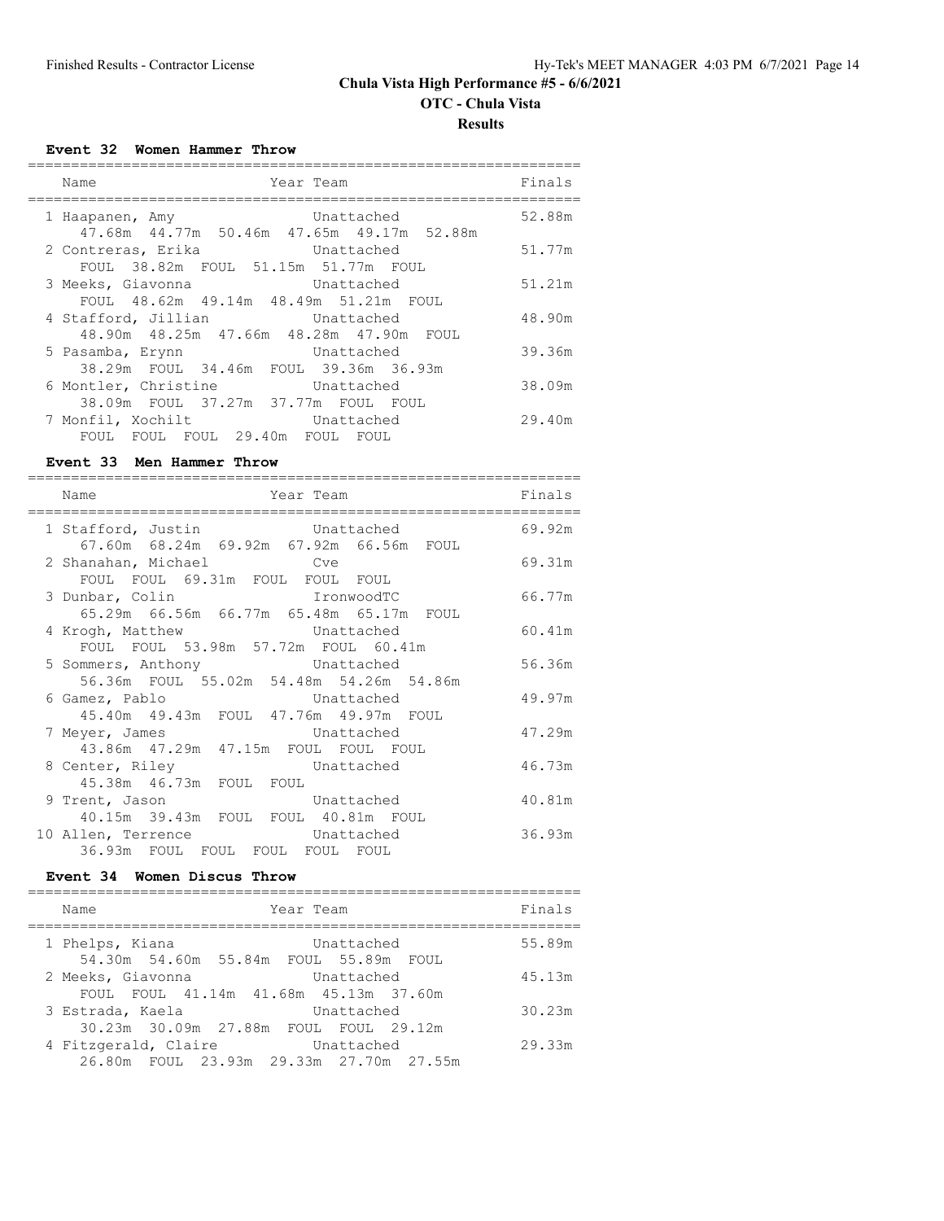# Chula Vista High Performance #5 - 6/6/2021

## OTC - Chula Vista

### Results

#### Event 32 Women Hammer Throw

| Name | Year | Team | Finals |
|---|---|---|---|
| 1 Haapanen, Amy | | Unattached | 52.88m |
| 47.68m 44.77m 50.46m 47.65m 49.17m 52.88m | | | |
| 2 Contreras, Erika | | Unattached | 51.77m |
| FOUL 38.82m FOUL 51.15m 51.77m FOUL | | | |
| 3 Meeks, Giavonna | | Unattached | 51.21m |
| FOUL 48.62m 49.14m 48.49m 51.21m FOUL | | | |
| 4 Stafford, Jillian | | Unattached | 48.90m |
| 48.90m 48.25m 47.66m 48.28m 47.90m FOUL | | | |
| 5 Pasamba, Erynn | | Unattached | 39.36m |
| 38.29m FOUL 34.46m FOUL 39.36m 36.93m | | | |
| 6 Montler, Christine | | Unattached | 38.09m |
| 38.09m FOUL 37.27m 37.77m FOUL FOUL | | | |
| 7 Monfil, Xochilt | | Unattached | 29.40m |
| FOUL FOUL FOUL 29.40m FOUL FOUL | | | |

#### Event 33 Men Hammer Throw

| Name | Year | Team | Finals |
|---|---|---|---|
| 1 Stafford, Justin | | Unattached | 69.92m |
| 67.60m 68.24m 69.92m 67.92m 66.56m FOUL | | | |
| 2 Shanahan, Michael | | Cve | 69.31m |
| FOUL FOUL 69.31m FOUL FOUL FOUL | | | |
| 3 Dunbar, Colin | | IronwoodTC | 66.77m |
| 65.29m 66.56m 66.77m 65.48m 65.17m FOUL | | | |
| 4 Krogh, Matthew | | Unattached | 60.41m |
| FOUL FOUL 53.98m 57.72m FOUL 60.41m | | | |
| 5 Sommers, Anthony | | Unattached | 56.36m |
| 56.36m FOUL 55.02m 54.48m 54.26m 54.86m | | | |
| 6 Gamez, Pablo | | Unattached | 49.97m |
| 45.40m 49.43m FOUL 47.76m 49.97m FOUL | | | |
| 7 Meyer, James | | Unattached | 47.29m |
| 43.86m 47.29m 47.15m FOUL FOUL FOUL | | | |
| 8 Center, Riley | | Unattached | 46.73m |
| 45.38m 46.73m FOUL FOUL | | | |
| 9 Trent, Jason | | Unattached | 40.81m |
| 40.15m 39.43m FOUL FOUL 40.81m FOUL | | | |
| 10 Allen, Terrence | | Unattached | 36.93m |
| 36.93m FOUL FOUL FOUL FOUL FOUL | | | |

#### Event 34 Women Discus Throw

| Name | Year | Team | Finals |
|---|---|---|---|
| 1 Phelps, Kiana | | Unattached | 55.89m |
| 54.30m 54.60m 55.84m FOUL 55.89m FOUL | | | |
| 2 Meeks, Giavonna | | Unattached | 45.13m |
| FOUL FOUL 41.14m 41.68m 45.13m 37.60m | | | |
| 3 Estrada, Kaela | | Unattached | 30.23m |
| 30.23m 30.09m 27.88m FOUL FOUL 29.12m | | | |
| 4 Fitzgerald, Claire | | Unattached | 29.33m |
| 26.80m FOUL 23.93m 29.33m 27.70m 27.55m | | | |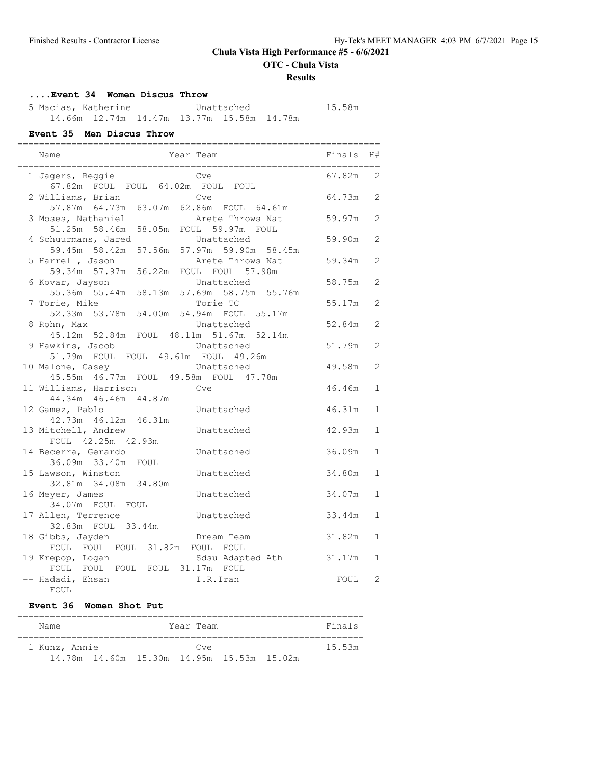# Chula Vista High Performance #5 - 6/6/2021

**OTC - Chula Vista**

**Results**

### ....Event 34 Women Discus Throw

| Name | Year Team | Finals |
|---|---|---|
| 5 Macias, Katherine | Unattached | 15.58m |
| 14.66m 12.74m 14.47m 13.77m 15.58m 14.78m | | |

### Event 35 Men Discus Throw

| Name | Year Team | Finals | H# |
|---|---|---|---|
| 1 Jagers, Reggie | Cve | 67.82m | 2 |
| 67.82m FOUL FOUL 64.02m FOUL FOUL | | | |
| 2 Williams, Brian | Cve | 64.73m | 2 |
| 57.87m 64.73m 63.07m 62.86m FOUL 64.61m | | | |
| 3 Moses, Nathaniel | Arete Throws Nat | 59.97m | 2 |
| 51.25m 58.46m 58.05m FOUL 59.97m FOUL | | | |
| 4 Schuurmans, Jared | Unattached | 59.90m | 2 |
| 59.45m 58.42m 57.56m 57.97m 59.90m 58.45m | | | |
| 5 Harrell, Jason | Arete Throws Nat | 59.34m | 2 |
| 59.34m 57.97m 56.22m FOUL FOUL 57.90m | | | |
| 6 Kovar, Jayson | Unattached | 58.75m | 2 |
| 55.36m 55.44m 58.13m 57.69m 58.75m 55.76m | | | |
| 7 Torie, Mike | Torie TC | 55.17m | 2 |
| 52.33m 53.78m 54.00m 54.94m FOUL 55.17m | | | |
| 8 Rohn, Max | Unattached | 52.84m | 2 |
| 45.12m 52.84m FOUL 48.11m 51.67m 52.14m | | | |
| 9 Hawkins, Jacob | Unattached | 51.79m | 2 |
| 51.79m FOUL FOUL 49.61m FOUL 49.26m | | | |
| 10 Malone, Casey | Unattached | 49.58m | 2 |
| 45.55m 46.77m FOUL 49.58m FOUL 47.78m | | | |
| 11 Williams, Harrison | Cve | 46.46m | 1 |
| 44.34m 46.46m 44.87m | | | |
| 12 Gamez, Pablo | Unattached | 46.31m | 1 |
| 42.73m 46.12m 46.31m | | | |
| 13 Mitchell, Andrew | Unattached | 42.93m | 1 |
| FOUL 42.25m 42.93m | | | |
| 14 Becerra, Gerardo | Unattached | 36.09m | 1 |
| 36.09m 33.40m FOUL | | | |
| 15 Lawson, Winston | Unattached | 34.80m | 1 |
| 32.81m 34.08m 34.80m | | | |
| 16 Meyer, James | Unattached | 34.07m | 1 |
| 34.07m FOUL FOUL | | | |
| 17 Allen, Terrence | Unattached | 33.44m | 1 |
| 32.83m FOUL 33.44m | | | |
| 18 Gibbs, Jayden | Dream Team | 31.82m | 1 |
| FOUL FOUL FOUL 31.82m FOUL FOUL | | | |
| 19 Krepop, Logan | Sdsu Adapted Ath | 31.17m | 1 |
| FOUL FOUL FOUL FOUL 31.17m FOUL | | | |
| -- Hadadi, Ehsan | I.R.Iran | FOUL | 2 |
| FOUL | | | |

### Event 36 Women Shot Put

| Name | Year Team | Finals |
|---|---|---|
| 1 Kunz, Annie | Cve | 15.53m |
| 14.78m 14.60m 15.30m 14.95m 15.53m 15.02m | | |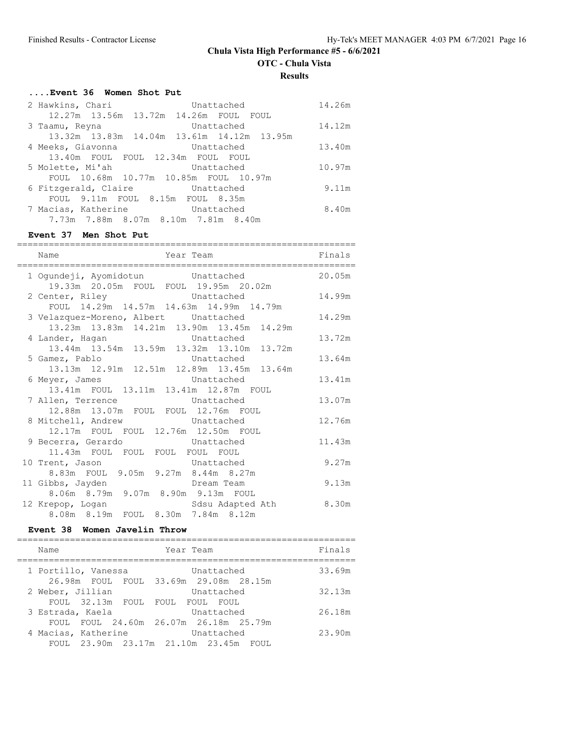# Chula Vista High Performance #5 - 6/6/2021

**OTC - Chula Vista**

**Results**

### ....Event 36 Women Shot Put

| Name | Year Team | Finals |
|---|---|---|
| 2 Hawkins, Chari | Unattached | 14.26m |
| 12.27m 13.56m 13.72m 14.26m FOUL FOUL | | |
| 3 Taamu, Reyna | Unattached | 14.12m |
| 13.32m 13.83m 14.04m 13.61m 14.12m 13.95m | | |
| 4 Meeks, Giavonna | Unattached | 13.40m |
| 13.40m FOUL FOUL 12.34m FOUL FOUL | | |
| 5 Molette, Mi'ah | Unattached | 10.97m |
| FOUL 10.68m 10.77m 10.85m FOUL 10.97m | | |
| 6 Fitzgerald, Claire | Unattached | 9.11m |
| FOUL 9.11m FOUL 8.15m FOUL 8.35m | | |
| 7 Macias, Katherine | Unattached | 8.40m |
| 7.73m 7.88m 8.07m 8.10m 7.81m 8.40m | | |

### Event 37 Men Shot Put

| Name | Year Team | Finals |
|---|---|---|
| 1 Ogundeji, Ayomidotun | Unattached | 20.05m |
| 19.33m 20.05m FOUL FOUL 19.95m 20.02m | | |
| 2 Center, Riley | Unattached | 14.99m |
| FOUL 14.29m 14.57m 14.63m 14.99m 14.79m | | |
| 3 Velazquez-Moreno, Albert | Unattached | 14.29m |
| 13.23m 13.83m 14.21m 13.90m 13.45m 14.29m | | |
| 4 Lander, Hagan | Unattached | 13.72m |
| 13.44m 13.54m 13.59m 13.32m 13.10m 13.72m | | |
| 5 Gamez, Pablo | Unattached | 13.64m |
| 13.13m 12.91m 12.51m 12.89m 13.45m 13.64m | | |
| 6 Meyer, James | Unattached | 13.41m |
| 13.41m FOUL 13.11m 13.41m 12.87m FOUL | | |
| 7 Allen, Terrence | Unattached | 13.07m |
| 12.88m 13.07m FOUL FOUL 12.76m FOUL | | |
| 8 Mitchell, Andrew | Unattached | 12.76m |
| 12.17m FOUL FOUL 12.76m 12.50m FOUL | | |
| 9 Becerra, Gerardo | Unattached | 11.43m |
| 11.43m FOUL FOUL FOUL FOUL FOUL | | |
| 10 Trent, Jason | Unattached | 9.27m |
| 8.83m FOUL 9.05m 9.27m 8.44m 8.27m | | |
| 11 Gibbs, Jayden | Dream Team | 9.13m |
| 8.06m 8.79m 9.07m 8.90m 9.13m FOUL | | |
| 12 Krepop, Logan | Sdsu Adapted Ath | 8.30m |
| 8.08m 8.19m FOUL 8.30m 7.84m 8.12m | | |

### Event 38 Women Javelin Throw

| Name | Year Team | Finals |
|---|---|---|
| 1 Portillo, Vanessa | Unattached | 33.69m |
| 26.98m FOUL FOUL 33.69m 29.08m 28.15m | | |
| 2 Weber, Jillian | Unattached | 32.13m |
| FOUL 32.13m FOUL FOUL FOUL FOUL | | |
| 3 Estrada, Kaela | Unattached | 26.18m |
| FOUL FOUL 24.60m 26.07m 26.18m 25.79m | | |
| 4 Macias, Katherine | Unattached | 23.90m |
| FOUL 23.90m 23.17m 21.10m 23.45m FOUL | | |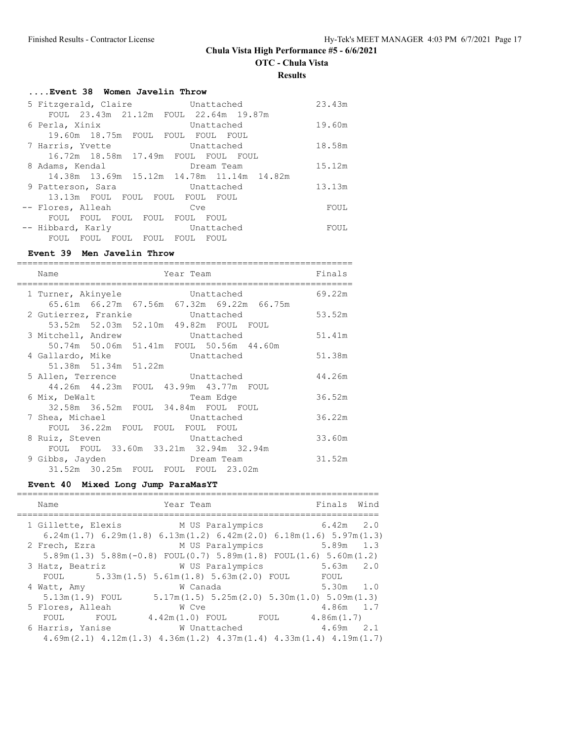# Chula Vista High Performance #5 - 6/6/2021

## OTC - Chula Vista

### Results

#### ....Event 38 Women Javelin Throw

| Name | Team | Finals |
|---|---|---|
| 5 Fitzgerald, Claire | Unattached | 23.43m |
| FOUL 23.43m 21.12m FOUL 22.64m 19.87m | | |
| 6 Perla, Xinix | Unattached | 19.60m |
| 19.60m 18.75m FOUL FOUL FOUL FOUL | | |
| 7 Harris, Yvette | Unattached | 18.58m |
| 16.72m 18.58m 17.49m FOUL FOUL FOUL | | |
| 8 Adams, Kendal | Dream Team | 15.12m |
| 14.38m 13.69m 15.12m 14.78m 11.14m 14.82m | | |
| 9 Patterson, Sara | Unattached | 13.13m |
| 13.13m FOUL FOUL FOUL FOUL FOUL | | |
| -- Flores, Alleah | Cve | FOUL |
| FOUL FOUL FOUL FOUL FOUL FOUL | | |
| -- Hibbard, Karly | Unattached | FOUL |
| FOUL FOUL FOUL FOUL FOUL FOUL | | |

#### Event 39 Men Javelin Throw

| Name | Year Team | Finals |
|---|---|---|
| 1 Turner, Akinyele | Unattached | 69.22m |
| 65.61m 66.27m 67.56m 67.32m 69.22m 66.75m | | |
| 2 Gutierrez, Frankie | Unattached | 53.52m |
| 53.52m 52.03m 52.10m 49.82m FOUL FOUL | | |
| 3 Mitchell, Andrew | Unattached | 51.41m |
| 50.74m 50.06m 51.41m FOUL 50.56m 44.60m | | |
| 4 Gallardo, Mike | Unattached | 51.38m |
| 51.38m 51.34m 51.22m | | |
| 5 Allen, Terrence | Unattached | 44.26m |
| 44.26m 44.23m FOUL 43.99m 43.77m FOUL | | |
| 6 Mix, DeWalt | Team Edge | 36.52m |
| 32.58m 36.52m FOUL 34.84m FOUL FOUL | | |
| 7 Shea, Michael | Unattached | 36.22m |
| FOUL 36.22m FOUL FOUL FOUL FOUL | | |
| 8 Ruiz, Steven | Unattached | 33.60m |
| FOUL FOUL 33.60m 33.21m 32.94m 32.94m | | |
| 9 Gibbs, Jayden | Dream Team | 31.52m |
| 31.52m 30.25m FOUL FOUL FOUL 23.02m | | |

#### Event 40 Mixed Long Jump ParaMasYT

| Name | Year Team | Finals | Wind |
|---|---|---|---|
| 1 Gillette, Elexis | M US Paralympics | 6.42m | 2.0 |
| 6.24m(1.7) 6.29m(1.8) 6.13m(1.2) 6.42m(2.0) 6.18m(1.6) 5.97m(1.3) | | | |
| 2 Frech, Ezra | M US Paralympics | 5.89m | 1.3 |
| 5.89m(1.3) 5.88m(-0.8) FOUL(0.7) 5.89m(1.8) FOUL(1.6) 5.60m(1.2) | | | |
| 3 Hatz, Beatriz | W US Paralympics | 5.63m | 2.0 |
| FOUL 5.33m(1.5) 5.61m(1.8) 5.63m(2.0) FOUL FOUL | | | |
| 4 Watt, Amy | W Canada | 5.30m | 1.0 |
| 5.13m(1.9) FOUL 5.17m(1.5) 5.25m(2.0) 5.30m(1.0) 5.09m(1.3) | | | |
| 5 Flores, Alleah | W Cve | 4.86m | 1.7 |
| FOUL FOUL 4.42m(1.0) FOUL FOUL 4.86m(1.7) | | | |
| 6 Harris, Yanise | W Unattached | 4.69m | 2.1 |
| 4.69m(2.1) 4.12m(1.3) 4.36m(1.2) 4.37m(1.4) 4.33m(1.4) 4.19m(1.7) | | | |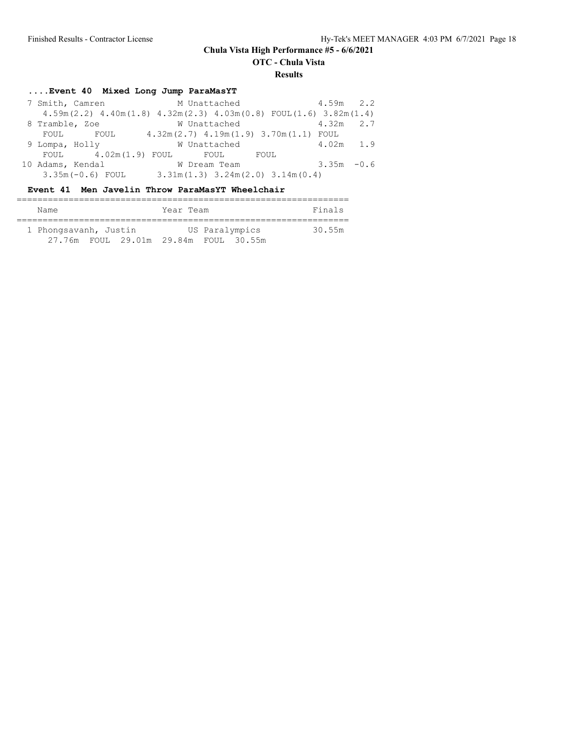## Chula Vista High Performance #5 - 6/6/2021

### OTC - Chula Vista

### Results

#### ....Event 40 Mixed Long Jump ParaMasYT

```
  7 Smith, Camren               M Unattached               4.59m   2.2
     4.59m(2.2) 4.40m(1.8) 4.32m(2.3) 4.03m(0.8) FOUL(1.6) 3.82m(1.4)
  8 Tramble, Zoe                W Unattached               4.32m   2.7
     FOUL       FOUL       4.32m(2.7) 4.19m(1.9) 3.70m(1.1) FOUL
  9 Lompa, Holly                W Unattached               4.02m   1.9
     FOUL       4.02m(1.9) FOUL       FOUL       FOUL
 10 Adams, Kendal               W Dream Team               3.35m  -0.6
     3.35m(-0.6) FOUL      3.31m(1.3) 3.24m(2.0) 3.14m(0.4)
```

#### Event 41 Men Javelin Throw ParaMasYT Wheelchair

| Name | Year | Team | Finals |
|---|---|---|---|
| 1 Phongsavanh, Justin | | US Paralympics | 30.55m |
| 27.76m FOUL 29.01m 29.84m FOUL 30.55m | | | |